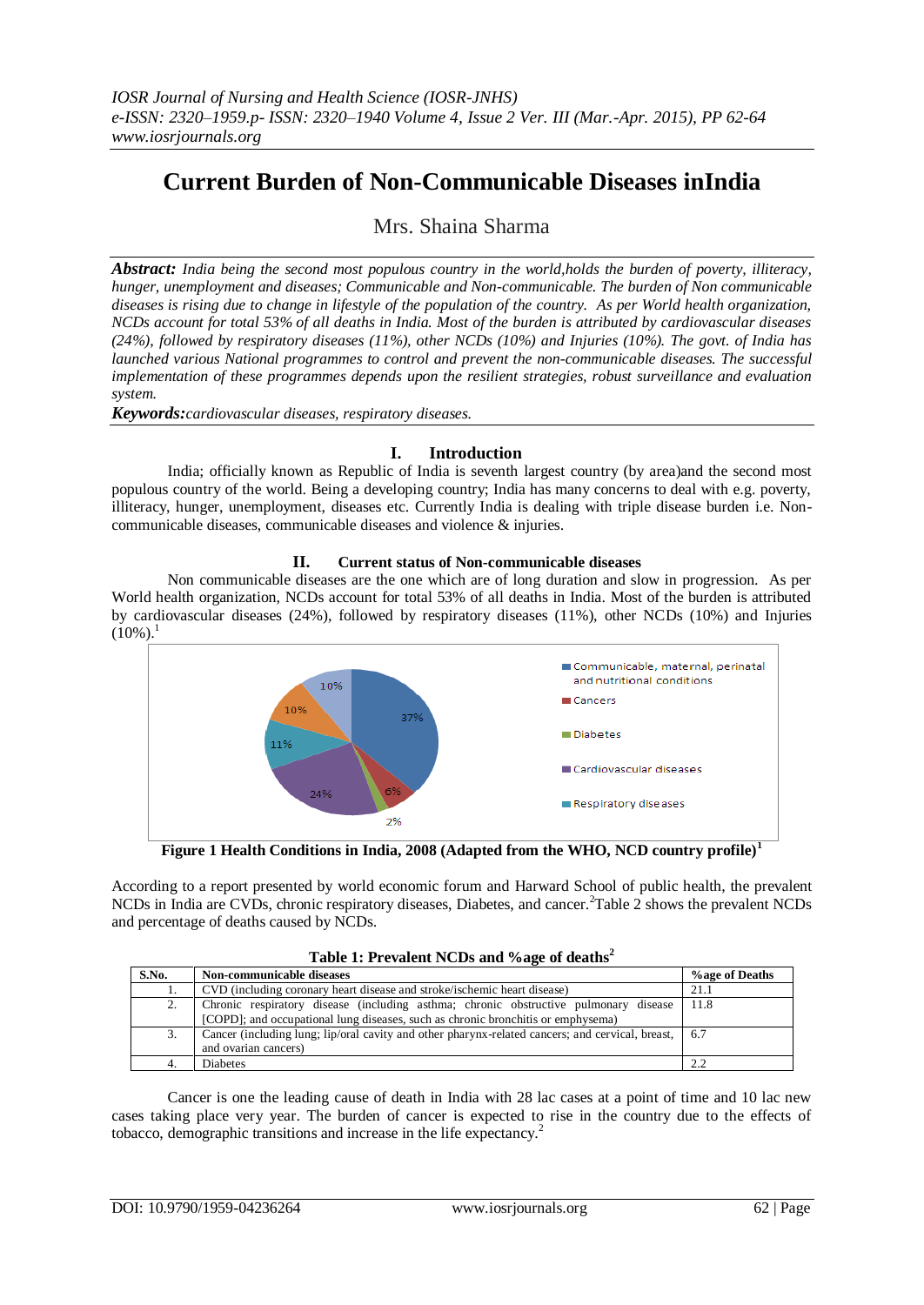# Current Burden of Non-Communicable Diseases inIndia

Mrs. Shaina Sharma

***Abstract:*** *India being the second most populous country in the world,holds the burden of poverty, illiteracy, hunger, unemployment and diseases; Communicable and Non-communicable. The burden of Non communicable diseases is rising due to change in lifestyle of the population of the country. As per World health organization, NCDs account for total 53% of all deaths in India. Most of the burden is attributed by cardiovascular diseases (24%), followed by respiratory diseases (11%), other NCDs (10%) and Injuries (10%). The govt. of India has launched various National programmes to control and prevent the non-communicable diseases. The successful implementation of these programmes depends upon the resilient strategies, robust surveillance and evaluation system.*

***Keywords:*** *cardiovascular diseases, respiratory diseases.*

## I. Introduction

India; officially known as Republic of India is seventh largest country (by area)and the second most populous country of the world. Being a developing country; India has many concerns to deal with e.g. poverty, illiteracy, hunger, unemployment, diseases etc. Currently India is dealing with triple disease burden i.e. Non-communicable diseases, communicable diseases and violence & injuries.

## II. Current status of Non-communicable diseases

Non communicable diseases are the one which are of long duration and slow in progression. As per World health organization, NCDs account for total 53% of all deaths in India. Most of the burden is attributed by cardiovascular diseases (24%), followed by respiratory diseases (11%), other NCDs (10%) and Injuries (10%).[1]

**Figure 1 Health Conditions in India, 2008 (Adapted from the WHO, NCD country profile)[1]**

According to a report presented by world economic forum and Harward School of public health, the prevalent NCDs in India are CVDs, chronic respiratory diseases, Diabetes, and cancer.[2]Table 2 shows the prevalent NCDs and percentage of deaths caused by NCDs.

**Table 1: Prevalent NCDs and %age of deaths[2]**

| S.No. | Non-communicable diseases | %age of Deaths |
|---|---|---|
| 1. | CVD (including coronary heart disease and stroke/ischemic heart disease) | 21.1 |
| 2. | Chronic respiratory disease (including asthma; chronic obstructive pulmonary disease [COPD]; and occupational lung diseases, such as chronic bronchitis or emphysema) | 11.8 |
| 3. | Cancer (including lung; lip/oral cavity and other pharynx-related cancers; and cervical, breast, and ovarian cancers) | 6.7 |
| 4. | Diabetes | 2.2 |

Cancer is one the leading cause of death in India with 28 lac cases at a point of time and 10 lac new cases taking place very year. The burden of cancer is expected to rise in the country due to the effects of tobacco, demographic transitions and increase in the life expectancy.[2]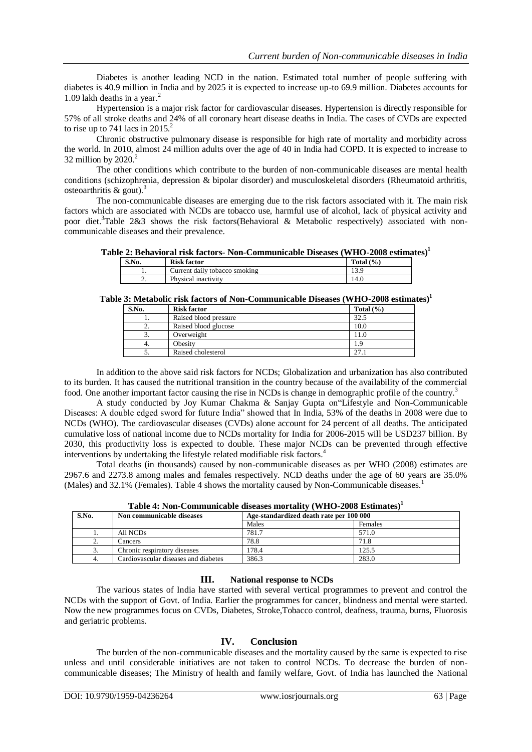Diabetes is another leading NCD in the nation. Estimated total number of people suffering with diabetes is 40.9 million in India and by 2025 it is expected to increase up-to 69.9 million. Diabetes accounts for 1.09 lakh deaths in a year.[2]

Hypertension is a major risk factor for cardiovascular diseases. Hypertension is directly responsible for 57% of all stroke deaths and 24% of all coronary heart disease deaths in India. The cases of CVDs are expected to rise up to 741 lacs in 2015.[2]

Chronic obstructive pulmonary disease is responsible for high rate of mortality and morbidity across the world. In 2010, almost 24 million adults over the age of 40 in India had COPD. It is expected to increase to 32 million by 2020.[2]

The other conditions which contribute to the burden of non-communicable diseases are mental health conditions (schizophrenia, depression & bipolar disorder) and musculoskeletal disorders (Rheumatoid arthritis, osteoarthritis & gout).[3]

The non-communicable diseases are emerging due to the risk factors associated with it. The main risk factors which are associated with NCDs are tobacco use, harmful use of alcohol, lack of physical activity and poor diet.[3]Table 2&3 shows the risk factors(Behavioral & Metabolic respectively) associated with non-communicable diseases and their prevalence.

**Table 2: Behavioral risk factors- Non-Communicable Diseases (WHO-2008 estimates)[1]**

| S.No. | Risk factor | Total (%) |
|---|---|---|
| 1. | Current daily tobacco smoking | 13.9 |
| 2. | Physical inactivity | 14.0 |

**Table 3: Metabolic risk factors of Non-Communicable Diseases (WHO-2008 estimates)[1]**

| S.No. | Risk factor | Total (%) |
|---|---|---|
| 1. | Raised blood pressure | 32.5 |
| 2. | Raised blood glucose | 10.0 |
| 3. | Overweight | 11.0 |
| 4. | Obesity | 1.9 |
| 5. | Raised cholesterol | 27.1 |

In addition to the above said risk factors for NCDs; Globalization and urbanization has also contributed to its burden. It has caused the nutritional transition in the country because of the availability of the commercial food. One another important factor causing the rise in NCDs is change in demographic profile of the country.[3]

A study conducted by Joy Kumar Chakma & Sanjay Gupta on"Lifestyle and Non-Communicable Diseases: A double edged sword for future India" showed that In India, 53% of the deaths in 2008 were due to NCDs (WHO). The cardiovascular diseases (CVDs) alone account for 24 percent of all deaths. The anticipated cumulative loss of national income due to NCDs mortality for India for 2006-2015 will be USD237 billion. By 2030, this productivity loss is expected to double. These major NCDs can be prevented through effective interventions by undertaking the lifestyle related modifiable risk factors.[4]

Total deaths (in thousands) caused by non-communicable diseases as per WHO (2008) estimates are 2967.6 and 2273.8 among males and females respectively. NCD deaths under the age of 60 years are 35.0% (Males) and 32.1% (Females). Table 4 shows the mortality caused by Non-Communicable diseases.[1]

**Table 4: Non-Communicable diseases mortality (WHO-2008 Estimates)[1]**

| S.No. | Non communicable diseases | Age-standardized death rate per 100 000 | |
|---|---|---|---|
| | | Males | Females |
| 1. | All NCDs | 781.7 | 571.0 |
| 2. | Cancers | 78.8 | 71.8 |
| 3. | Chronic respiratory diseases | 178.4 | 125.5 |
| 4. | Cardiovascular diseases and diabetes | 386.3 | 283.0 |

## III. National response to NCDs

The various states of India have started with several vertical programmes to prevent and control the NCDs with the support of Govt. of India. Earlier the programmes for cancer, blindness and mental were started. Now the new programmes focus on CVDs, Diabetes, Stroke,Tobacco control, deafness, trauma, burns, Fluorosis and geriatric problems.

## IV. Conclusion

The burden of the non-communicable diseases and the mortality caused by the same is expected to rise unless and until considerable initiatives are not taken to control NCDs. To decrease the burden of non-communicable diseases; The Ministry of health and family welfare, Govt. of India has launched the National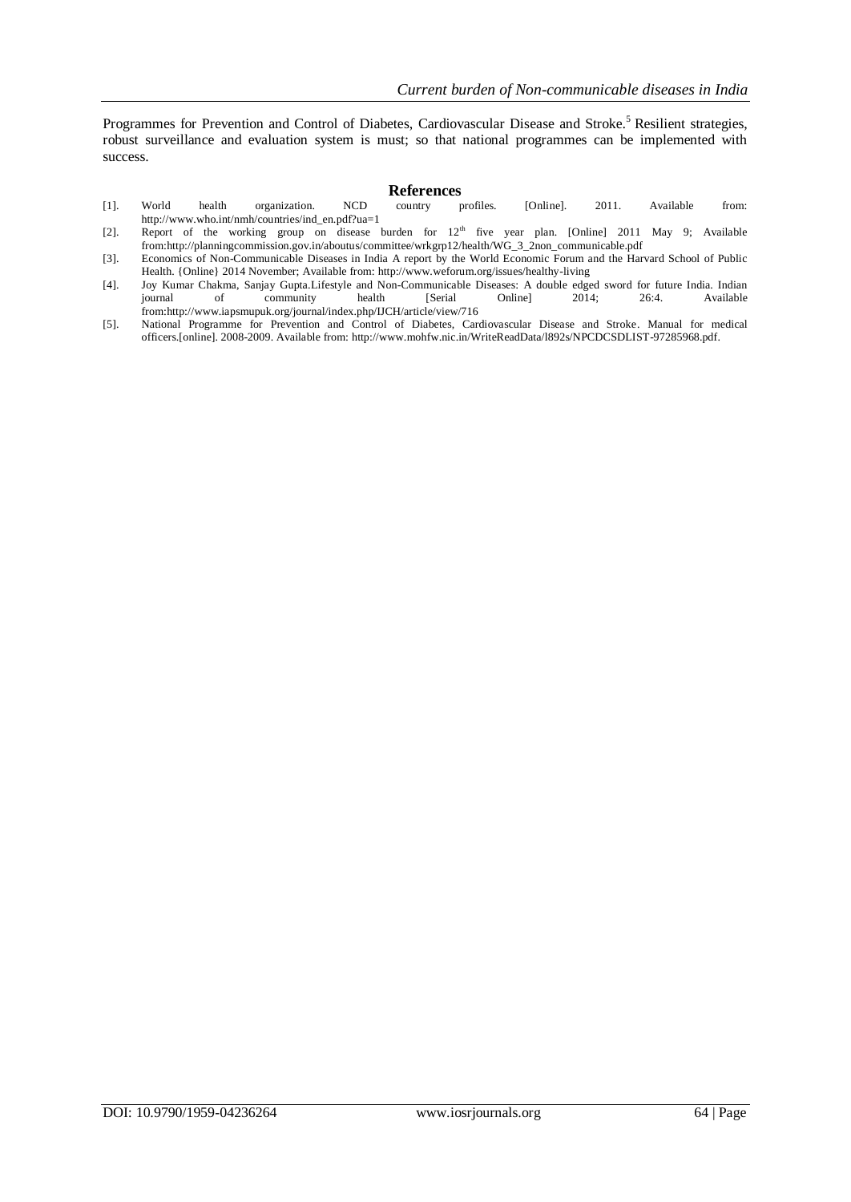Programmes for Prevention and Control of Diabetes, Cardiovascular Disease and Stroke.[5] Resilient strategies, robust surveillance and evaluation system is must; so that national programmes can be implemented with success.

## References

[1]. World health organization. NCD country profiles. [Online]. 2011. Available from: http://www.who.int/nmh/countries/ind_en.pdf?ua=1

[2]. Report of the working group on disease burden for 12th five year plan. [Online] 2011 May 9; Available from:http://planningcommission.gov.in/aboutus/committee/wrkgrp12/health/WG_3_2non_communicable.pdf

[3]. Economics of Non-Communicable Diseases in India A report by the World Economic Forum and the Harvard School of Public Health. {Online} 2014 November; Available from: http://www.weforum.org/issues/healthy-living

[4]. Joy Kumar Chakma, Sanjay Gupta.Lifestyle and Non-Communicable Diseases: A double edged sword for future India. Indian journal of community health [Serial Online] 2014; 26:4. Available from:http://www.iapsmupuk.org/journal/index.php/IJCH/article/view/716

[5]. National Programme for Prevention and Control of Diabetes, Cardiovascular Disease and Stroke. Manual for medical officers.[online]. 2008-2009. Available from: http://www.mohfw.nic.in/WriteReadData/l892s/NPCDCSDLIST-97285968.pdf.